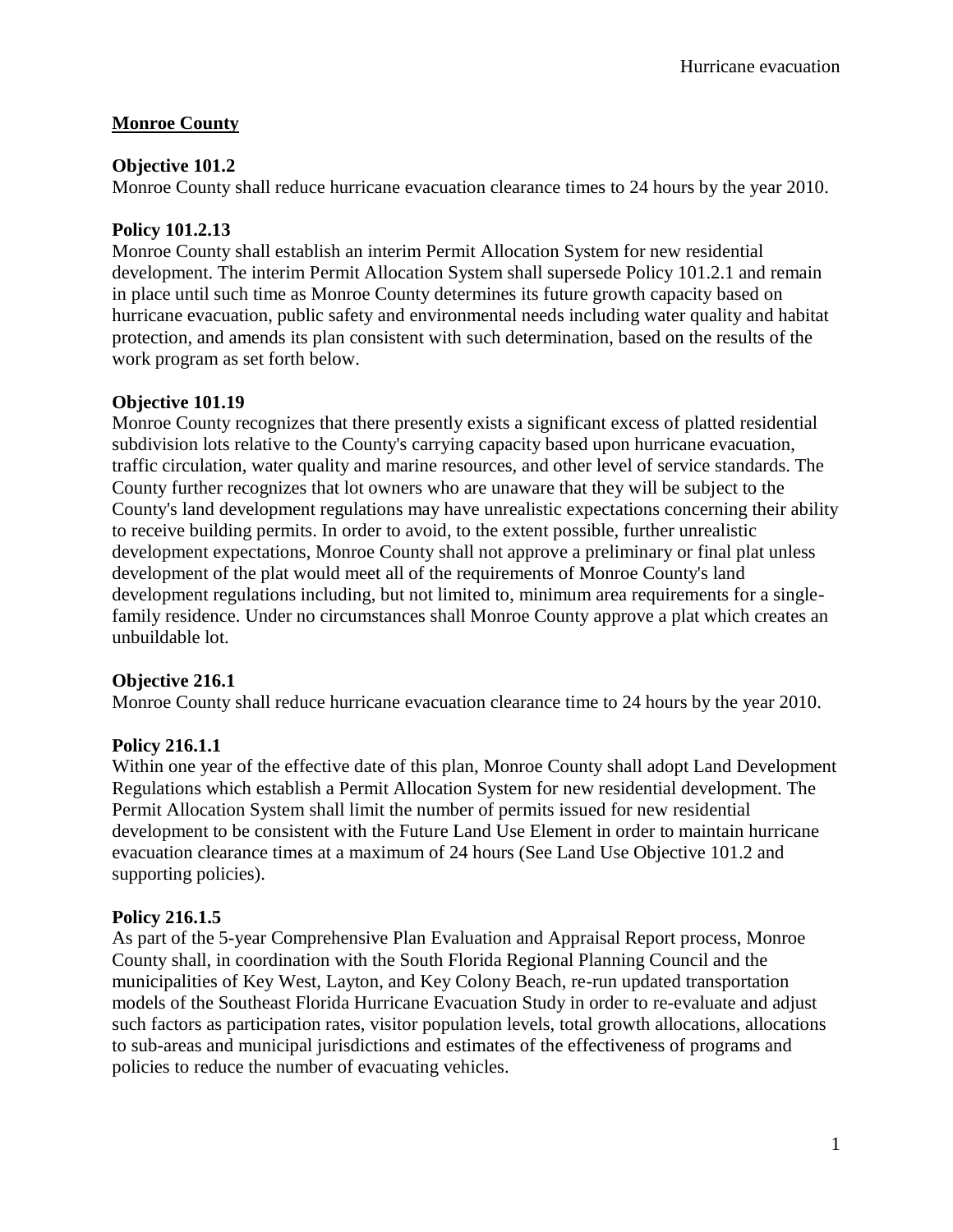## Monroe County

### Objective 101.2

Monroe County shall reduce hurricane evacuation clearance times to 24 hours by the year 2010.

### Policy 101.2.13

Monroe County shall establish an interim Permit Allocation System for new residential development. The interim Permit Allocation System shall supersede Policy 101.2.1 and remain in place until such time as Monroe County determines its future growth capacity based on hurricane evacuation, public safety and environmental needs including water quality and habitat protection, and amends its plan consistent with such determination, based on the results of the work program as set forth below.

### Objective 101.19

Monroe County recognizes that there presently exists a significant excess of platted residential subdivision lots relative to the County's carrying capacity based upon hurricane evacuation, traffic circulation, water quality and marine resources, and other level of service standards. The County further recognizes that lot owners who are unaware that they will be subject to the County's land development regulations may have unrealistic expectations concerning their ability to receive building permits. In order to avoid, to the extent possible, further unrealistic development expectations, Monroe County shall not approve a preliminary or final plat unless development of the plat would meet all of the requirements of Monroe County's land development regulations including, but not limited to, minimum area requirements for a single-family residence. Under no circumstances shall Monroe County approve a plat which creates an unbuildable lot.

### Objective 216.1

Monroe County shall reduce hurricane evacuation clearance time to 24 hours by the year 2010.

### Policy 216.1.1

Within one year of the effective date of this plan, Monroe County shall adopt Land Development Regulations which establish a Permit Allocation System for new residential development. The Permit Allocation System shall limit the number of permits issued for new residential development to be consistent with the Future Land Use Element in order to maintain hurricane evacuation clearance times at a maximum of 24 hours (See Land Use Objective 101.2 and supporting policies).

### Policy 216.1.5

As part of the 5-year Comprehensive Plan Evaluation and Appraisal Report process, Monroe County shall, in coordination with the South Florida Regional Planning Council and the municipalities of Key West, Layton, and Key Colony Beach, re-run updated transportation models of the Southeast Florida Hurricane Evacuation Study in order to re-evaluate and adjust such factors as participation rates, visitor population levels, total growth allocations, allocations to sub-areas and municipal jurisdictions and estimates of the effectiveness of programs and policies to reduce the number of evacuating vehicles.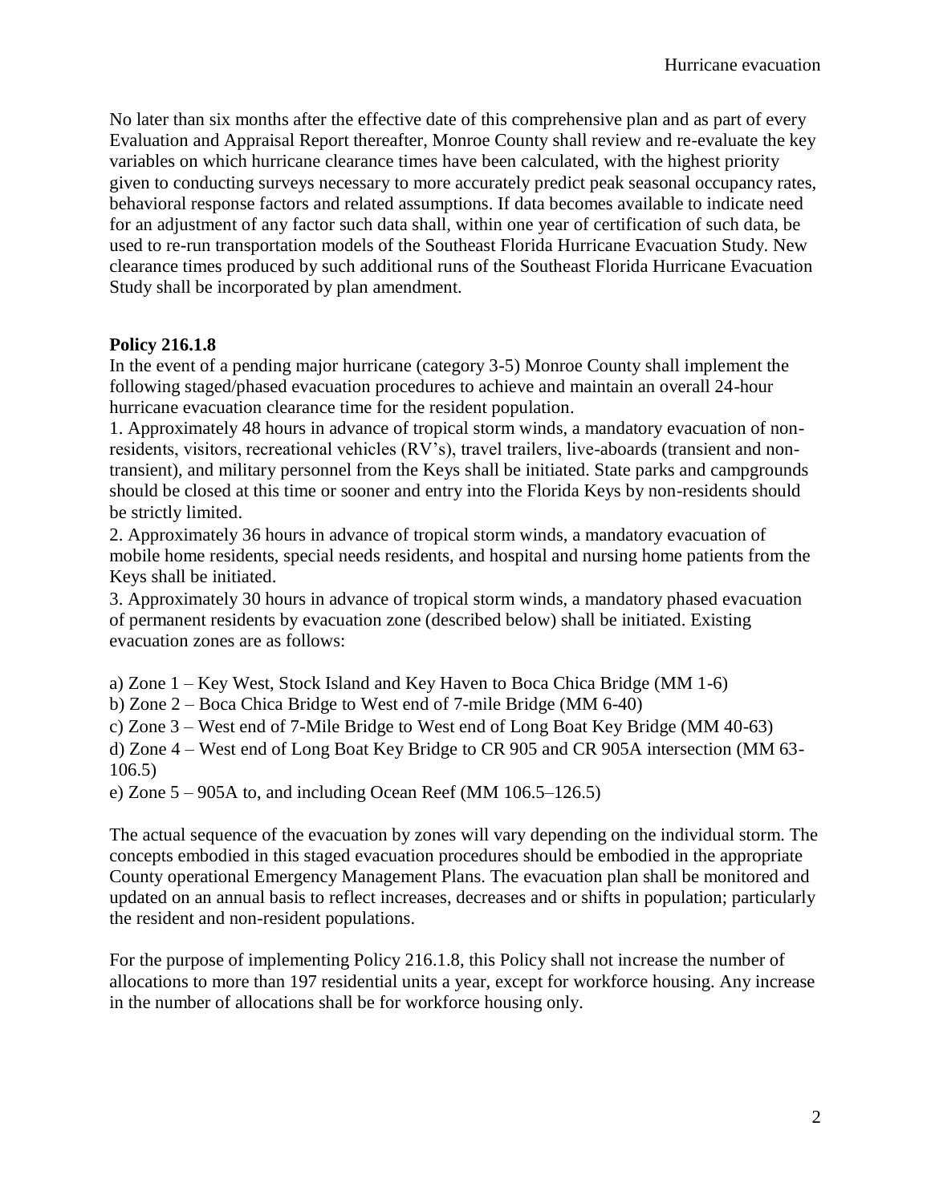No later than six months after the effective date of this comprehensive plan and as part of every Evaluation and Appraisal Report thereafter, Monroe County shall review and re-evaluate the key variables on which hurricane clearance times have been calculated, with the highest priority given to conducting surveys necessary to more accurately predict peak seasonal occupancy rates, behavioral response factors and related assumptions. If data becomes available to indicate need for an adjustment of any factor such data shall, within one year of certification of such data, be used to re-run transportation models of the Southeast Florida Hurricane Evacuation Study. New clearance times produced by such additional runs of the Southeast Florida Hurricane Evacuation Study shall be incorporated by plan amendment.

**Policy 216.1.8**

In the event of a pending major hurricane (category 3-5) Monroe County shall implement the following staged/phased evacuation procedures to achieve and maintain an overall 24-hour hurricane evacuation clearance time for the resident population.

1. Approximately 48 hours in advance of tropical storm winds, a mandatory evacuation of non-residents, visitors, recreational vehicles (RV's), travel trailers, live-aboards (transient and non-transient), and military personnel from the Keys shall be initiated. State parks and campgrounds should be closed at this time or sooner and entry into the Florida Keys by non-residents should be strictly limited.
2. Approximately 36 hours in advance of tropical storm winds, a mandatory evacuation of mobile home residents, special needs residents, and hospital and nursing home patients from the Keys shall be initiated.
3. Approximately 30 hours in advance of tropical storm winds, a mandatory phased evacuation of permanent residents by evacuation zone (described below) shall be initiated. Existing evacuation zones are as follows:

a) Zone 1 – Key West, Stock Island and Key Haven to Boca Chica Bridge (MM 1-6)
b) Zone 2 – Boca Chica Bridge to West end of 7-mile Bridge (MM 6-40)
c) Zone 3 – West end of 7-Mile Bridge to West end of Long Boat Key Bridge (MM 40-63)
d) Zone 4 – West end of Long Boat Key Bridge to CR 905 and CR 905A intersection (MM 63-106.5)
e) Zone 5 – 905A to, and including Ocean Reef (MM 106.5–126.5)

The actual sequence of the evacuation by zones will vary depending on the individual storm. The concepts embodied in this staged evacuation procedures should be embodied in the appropriate County operational Emergency Management Plans. The evacuation plan shall be monitored and updated on an annual basis to reflect increases, decreases and or shifts in population; particularly the resident and non-resident populations.

For the purpose of implementing Policy 216.1.8, this Policy shall not increase the number of allocations to more than 197 residential units a year, except for workforce housing. Any increase in the number of allocations shall be for workforce housing only.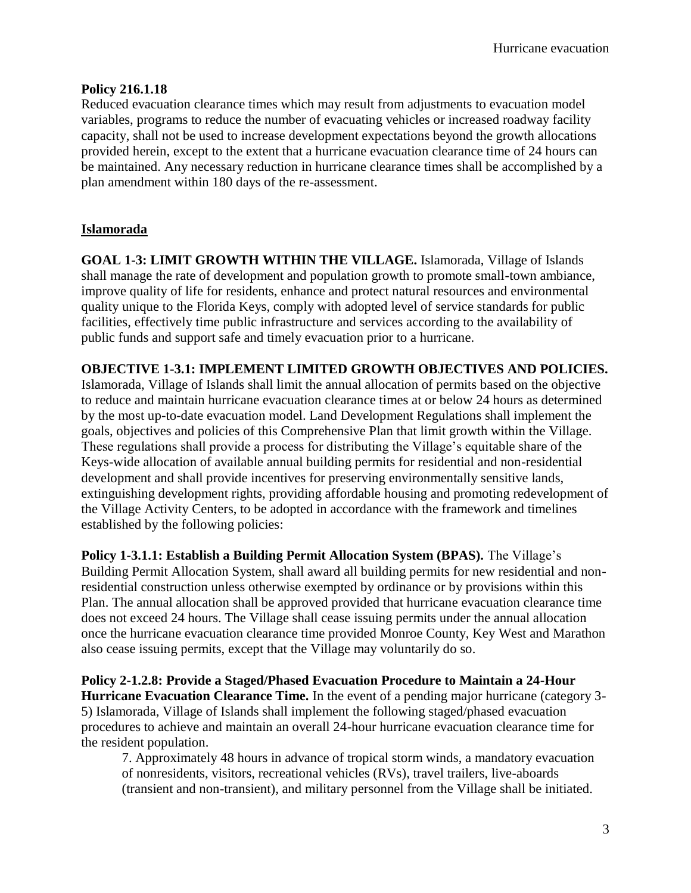**Policy 216.1.18**

Reduced evacuation clearance times which may result from adjustments to evacuation model variables, programs to reduce the number of evacuating vehicles or increased roadway facility capacity, shall not be used to increase development expectations beyond the growth allocations provided herein, except to the extent that a hurricane evacuation clearance time of 24 hours can be maintained. Any necessary reduction in hurricane clearance times shall be accomplished by a plan amendment within 180 days of the re-assessment.

## Islamorada

**GOAL 1-3: LIMIT GROWTH WITHIN THE VILLAGE.** Islamorada, Village of Islands shall manage the rate of development and population growth to promote small-town ambiance, improve quality of life for residents, enhance and protect natural resources and environmental quality unique to the Florida Keys, comply with adopted level of service standards for public facilities, effectively time public infrastructure and services according to the availability of public funds and support safe and timely evacuation prior to a hurricane.

**OBJECTIVE 1-3.1: IMPLEMENT LIMITED GROWTH OBJECTIVES AND POLICIES.** Islamorada, Village of Islands shall limit the annual allocation of permits based on the objective to reduce and maintain hurricane evacuation clearance times at or below 24 hours as determined by the most up-to-date evacuation model. Land Development Regulations shall implement the goals, objectives and policies of this Comprehensive Plan that limit growth within the Village. These regulations shall provide a process for distributing the Village's equitable share of the Keys-wide allocation of available annual building permits for residential and non-residential development and shall provide incentives for preserving environmentally sensitive lands, extinguishing development rights, providing affordable housing and promoting redevelopment of the Village Activity Centers, to be adopted in accordance with the framework and timelines established by the following policies:

**Policy 1-3.1.1: Establish a Building Permit Allocation System (BPAS).** The Village's Building Permit Allocation System, shall award all building permits for new residential and non-residential construction unless otherwise exempted by ordinance or by provisions within this Plan. The annual allocation shall be approved provided that hurricane evacuation clearance time does not exceed 24 hours. The Village shall cease issuing permits under the annual allocation once the hurricane evacuation clearance time provided Monroe County, Key West and Marathon also cease issuing permits, except that the Village may voluntarily do so.

**Policy 2-1.2.8: Provide a Staged/Phased Evacuation Procedure to Maintain a 24-Hour Hurricane Evacuation Clearance Time.** In the event of a pending major hurricane (category 3-5) Islamorada, Village of Islands shall implement the following staged/phased evacuation procedures to achieve and maintain an overall 24-hour hurricane evacuation clearance time for the resident population.

7. Approximately 48 hours in advance of tropical storm winds, a mandatory evacuation of nonresidents, visitors, recreational vehicles (RVs), travel trailers, live-aboards (transient and non-transient), and military personnel from the Village shall be initiated.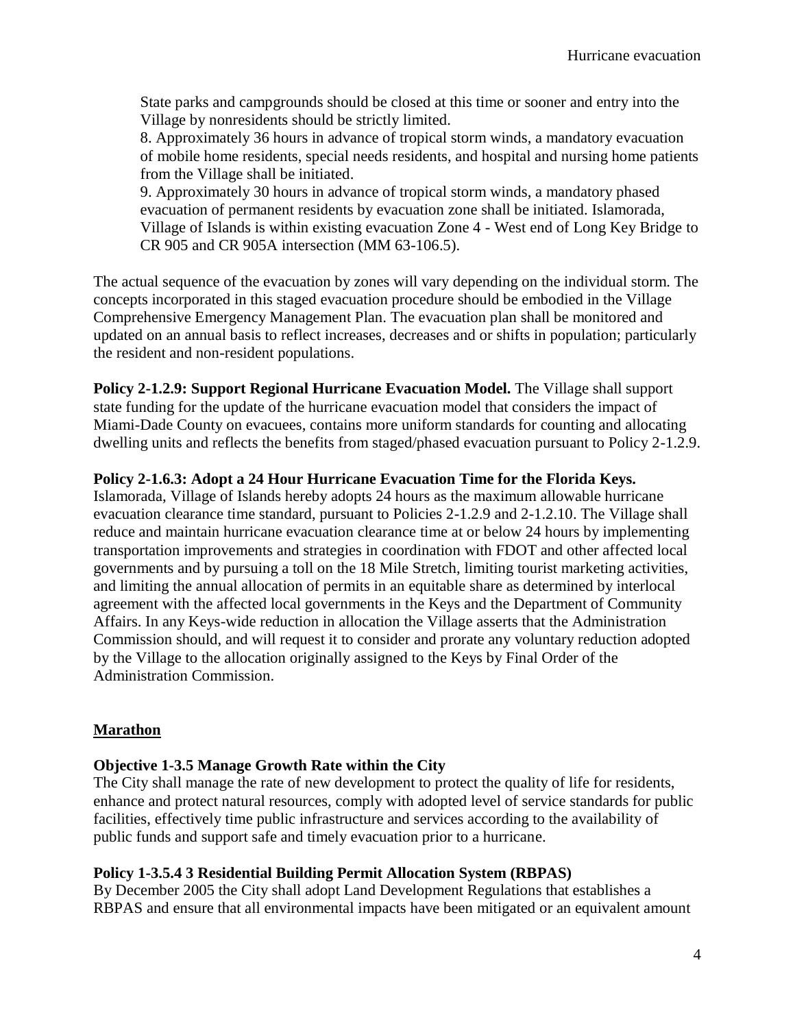State parks and campgrounds should be closed at this time or sooner and entry into the Village by nonresidents should be strictly limited.

8. Approximately 36 hours in advance of tropical storm winds, a mandatory evacuation of mobile home residents, special needs residents, and hospital and nursing home patients from the Village shall be initiated.

9. Approximately 30 hours in advance of tropical storm winds, a mandatory phased evacuation of permanent residents by evacuation zone shall be initiated. Islamorada, Village of Islands is within existing evacuation Zone 4 - West end of Long Key Bridge to CR 905 and CR 905A intersection (MM 63-106.5).

The actual sequence of the evacuation by zones will vary depending on the individual storm. The concepts incorporated in this staged evacuation procedure should be embodied in the Village Comprehensive Emergency Management Plan. The evacuation plan shall be monitored and updated on an annual basis to reflect increases, decreases and or shifts in population; particularly the resident and non-resident populations.

**Policy 2-1.2.9: Support Regional Hurricane Evacuation Model.** The Village shall support state funding for the update of the hurricane evacuation model that considers the impact of Miami-Dade County on evacuees, contains more uniform standards for counting and allocating dwelling units and reflects the benefits from staged/phased evacuation pursuant to Policy 2-1.2.9.

**Policy 2-1.6.3: Adopt a 24 Hour Hurricane Evacuation Time for the Florida Keys.** Islamorada, Village of Islands hereby adopts 24 hours as the maximum allowable hurricane evacuation clearance time standard, pursuant to Policies 2-1.2.9 and 2-1.2.10. The Village shall reduce and maintain hurricane evacuation clearance time at or below 24 hours by implementing transportation improvements and strategies in coordination with FDOT and other affected local governments and by pursuing a toll on the 18 Mile Stretch, limiting tourist marketing activities, and limiting the annual allocation of permits in an equitable share as determined by interlocal agreement with the affected local governments in the Keys and the Department of Community Affairs. In any Keys-wide reduction in allocation the Village asserts that the Administration Commission should, and will request it to consider and prorate any voluntary reduction adopted by the Village to the allocation originally assigned to the Keys by Final Order of the Administration Commission.

## Marathon

**Objective 1-3.5 Manage Growth Rate within the City**

The City shall manage the rate of new development to protect the quality of life for residents, enhance and protect natural resources, comply with adopted level of service standards for public facilities, effectively time public infrastructure and services according to the availability of public funds and support safe and timely evacuation prior to a hurricane.

**Policy 1-3.5.4 3 Residential Building Permit Allocation System (RBPAS)**

By December 2005 the City shall adopt Land Development Regulations that establishes a RBPAS and ensure that all environmental impacts have been mitigated or an equivalent amount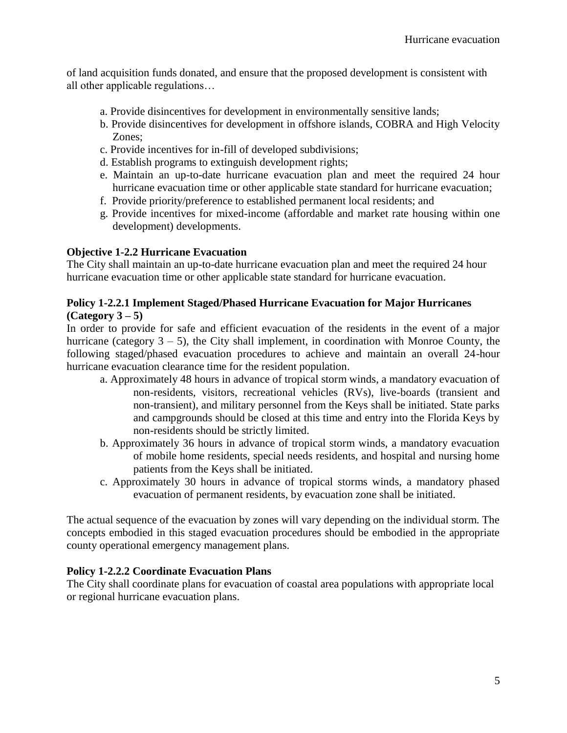of land acquisition funds donated, and ensure that the proposed development is consistent with all other applicable regulations…

a. Provide disincentives for development in environmentally sensitive lands;
b. Provide disincentives for development in offshore islands, COBRA and High Velocity Zones;
c. Provide incentives for in-fill of developed subdivisions;
d. Establish programs to extinguish development rights;
e. Maintain an up-to-date hurricane evacuation plan and meet the required 24 hour hurricane evacuation time or other applicable state standard for hurricane evacuation;
f. Provide priority/preference to established permanent local residents; and
g. Provide incentives for mixed-income (affordable and market rate housing within one development) developments.

**Objective 1-2.2 Hurricane Evacuation**

The City shall maintain an up-to-date hurricane evacuation plan and meet the required 24 hour hurricane evacuation time or other applicable state standard for hurricane evacuation.

**Policy 1-2.2.1 Implement Staged/Phased Hurricane Evacuation for Major Hurricanes (Category 3 – 5)**

In order to provide for safe and efficient evacuation of the residents in the event of a major hurricane (category 3 – 5), the City shall implement, in coordination with Monroe County, the following staged/phased evacuation procedures to achieve and maintain an overall 24-hour hurricane evacuation clearance time for the resident population.

a. Approximately 48 hours in advance of tropical storm winds, a mandatory evacuation of non-residents, visitors, recreational vehicles (RVs), live-boards (transient and non-transient), and military personnel from the Keys shall be initiated. State parks and campgrounds should be closed at this time and entry into the Florida Keys by non-residents should be strictly limited.
b. Approximately 36 hours in advance of tropical storm winds, a mandatory evacuation of mobile home residents, special needs residents, and hospital and nursing home patients from the Keys shall be initiated.
c. Approximately 30 hours in advance of tropical storms winds, a mandatory phased evacuation of permanent residents, by evacuation zone shall be initiated.

The actual sequence of the evacuation by zones will vary depending on the individual storm. The concepts embodied in this staged evacuation procedures should be embodied in the appropriate county operational emergency management plans.

**Policy 1-2.2.2 Coordinate Evacuation Plans**

The City shall coordinate plans for evacuation of coastal area populations with appropriate local or regional hurricane evacuation plans.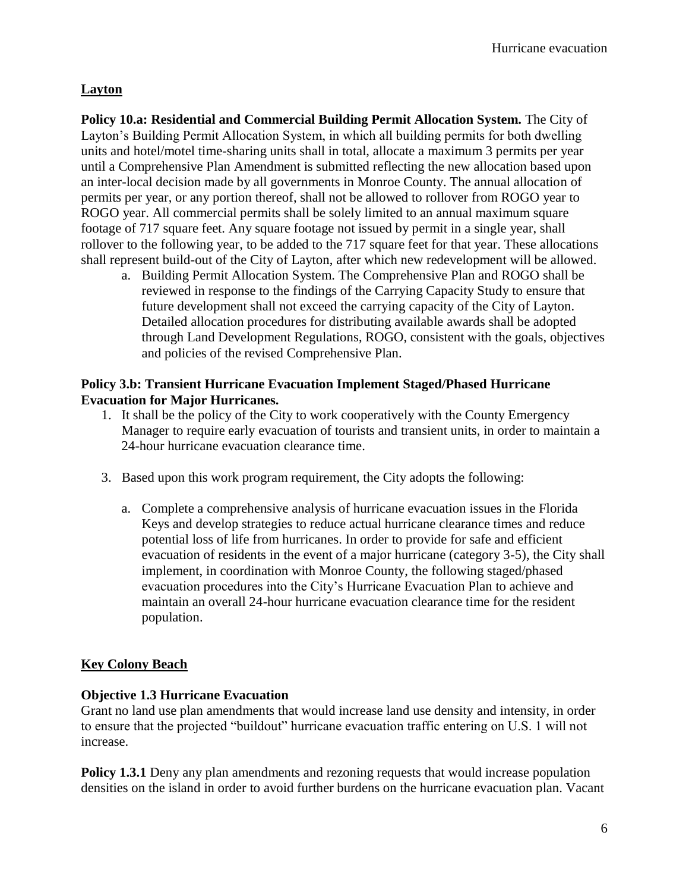## Layton

**Policy 10.a: Residential and Commercial Building Permit Allocation System.** The City of Layton's Building Permit Allocation System, in which all building permits for both dwelling units and hotel/motel time-sharing units shall in total, allocate a maximum 3 permits per year until a Comprehensive Plan Amendment is submitted reflecting the new allocation based upon an inter-local decision made by all governments in Monroe County. The annual allocation of permits per year, or any portion thereof, shall not be allowed to rollover from ROGO year to ROGO year. All commercial permits shall be solely limited to an annual maximum square footage of 717 square feet. Any square footage not issued by permit in a single year, shall rollover to the following year, to be added to the 717 square feet for that year. These allocations shall represent build-out of the City of Layton, after which new redevelopment will be allowed.

a. Building Permit Allocation System. The Comprehensive Plan and ROGO shall be reviewed in response to the findings of the Carrying Capacity Study to ensure that future development shall not exceed the carrying capacity of the City of Layton. Detailed allocation procedures for distributing available awards shall be adopted through Land Development Regulations, ROGO, consistent with the goals, objectives and policies of the revised Comprehensive Plan.

**Policy 3.b: Transient Hurricane Evacuation Implement Staged/Phased Hurricane Evacuation for Major Hurricanes.**

1. It shall be the policy of the City to work cooperatively with the County Emergency Manager to require early evacuation of tourists and transient units, in order to maintain a 24-hour hurricane evacuation clearance time.

3. Based upon this work program requirement, the City adopts the following:

   a. Complete a comprehensive analysis of hurricane evacuation issues in the Florida Keys and develop strategies to reduce actual hurricane clearance times and reduce potential loss of life from hurricanes. In order to provide for safe and efficient evacuation of residents in the event of a major hurricane (category 3-5), the City shall implement, in coordination with Monroe County, the following staged/phased evacuation procedures into the City's Hurricane Evacuation Plan to achieve and maintain an overall 24-hour hurricane evacuation clearance time for the resident population.

## Key Colony Beach

### Objective 1.3 Hurricane Evacuation

Grant no land use plan amendments that would increase land use density and intensity, in order to ensure that the projected "buildout" hurricane evacuation traffic entering on U.S. 1 will not increase.

**Policy 1.3.1** Deny any plan amendments and rezoning requests that would increase population densities on the island in order to avoid further burdens on the hurricane evacuation plan. Vacant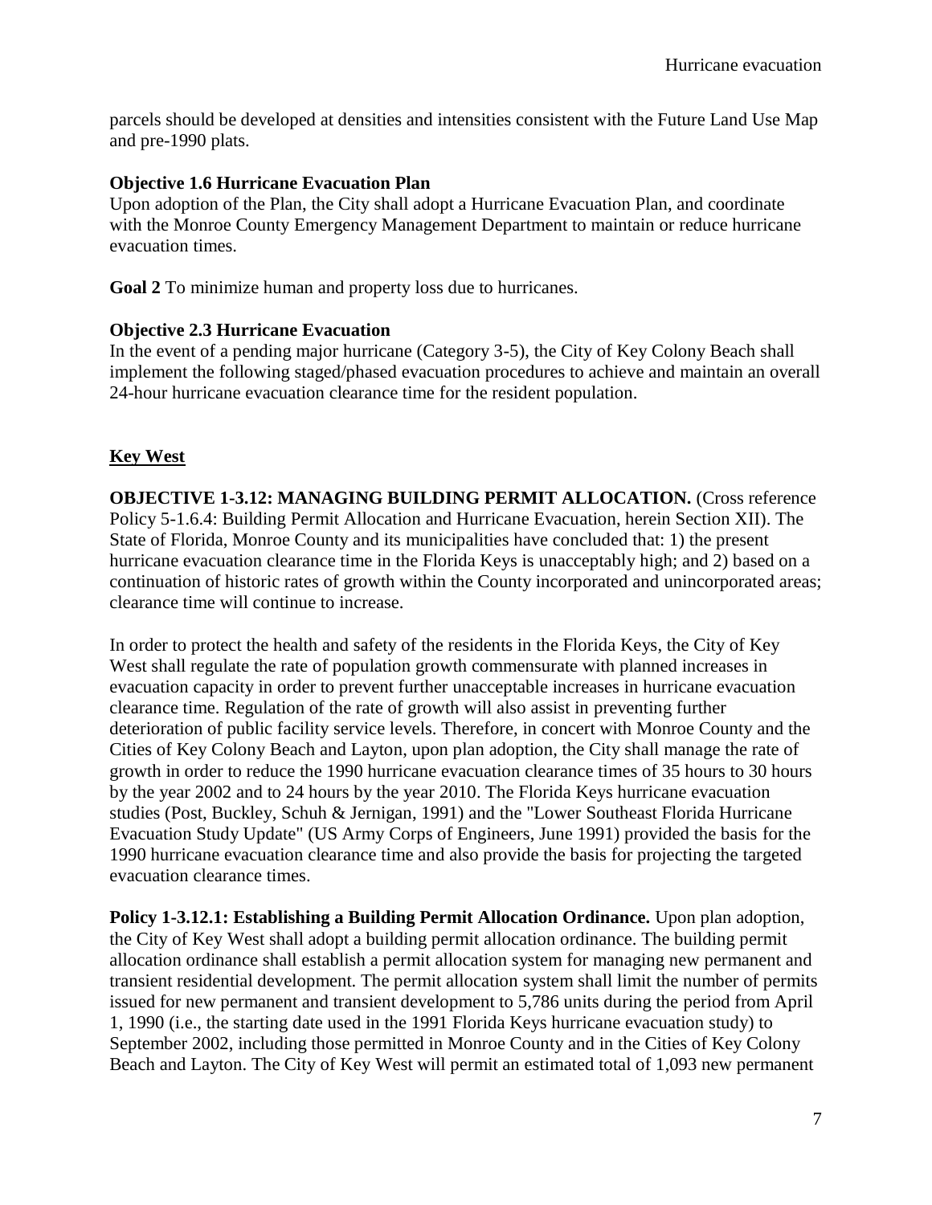parcels should be developed at densities and intensities consistent with the Future Land Use Map and pre-1990 plats.

**Objective 1.6 Hurricane Evacuation Plan**
Upon adoption of the Plan, the City shall adopt a Hurricane Evacuation Plan, and coordinate with the Monroe County Emergency Management Department to maintain or reduce hurricane evacuation times.

**Goal 2** To minimize human and property loss due to hurricanes.

**Objective 2.3 Hurricane Evacuation**
In the event of a pending major hurricane (Category 3-5), the City of Key Colony Beach shall implement the following staged/phased evacuation procedures to achieve and maintain an overall 24-hour hurricane evacuation clearance time for the resident population.

## Key West

**OBJECTIVE 1-3.12: MANAGING BUILDING PERMIT ALLOCATION.** (Cross reference Policy 5-1.6.4: Building Permit Allocation and Hurricane Evacuation, herein Section XII). The State of Florida, Monroe County and its municipalities have concluded that: 1) the present hurricane evacuation clearance time in the Florida Keys is unacceptably high; and 2) based on a continuation of historic rates of growth within the County incorporated and unincorporated areas; clearance time will continue to increase.

In order to protect the health and safety of the residents in the Florida Keys, the City of Key West shall regulate the rate of population growth commensurate with planned increases in evacuation capacity in order to prevent further unacceptable increases in hurricane evacuation clearance time. Regulation of the rate of growth will also assist in preventing further deterioration of public facility service levels. Therefore, in concert with Monroe County and the Cities of Key Colony Beach and Layton, upon plan adoption, the City shall manage the rate of growth in order to reduce the 1990 hurricane evacuation clearance times of 35 hours to 30 hours by the year 2002 and to 24 hours by the year 2010. The Florida Keys hurricane evacuation studies (Post, Buckley, Schuh & Jernigan, 1991) and the "Lower Southeast Florida Hurricane Evacuation Study Update" (US Army Corps of Engineers, June 1991) provided the basis for the 1990 hurricane evacuation clearance time and also provide the basis for projecting the targeted evacuation clearance times.

**Policy 1-3.12.1: Establishing a Building Permit Allocation Ordinance.** Upon plan adoption, the City of Key West shall adopt a building permit allocation ordinance. The building permit allocation ordinance shall establish a permit allocation system for managing new permanent and transient residential development. The permit allocation system shall limit the number of permits issued for new permanent and transient development to 5,786 units during the period from April 1, 1990 (i.e., the starting date used in the 1991 Florida Keys hurricane evacuation study) to September 2002, including those permitted in Monroe County and in the Cities of Key Colony Beach and Layton. The City of Key West will permit an estimated total of 1,093 new permanent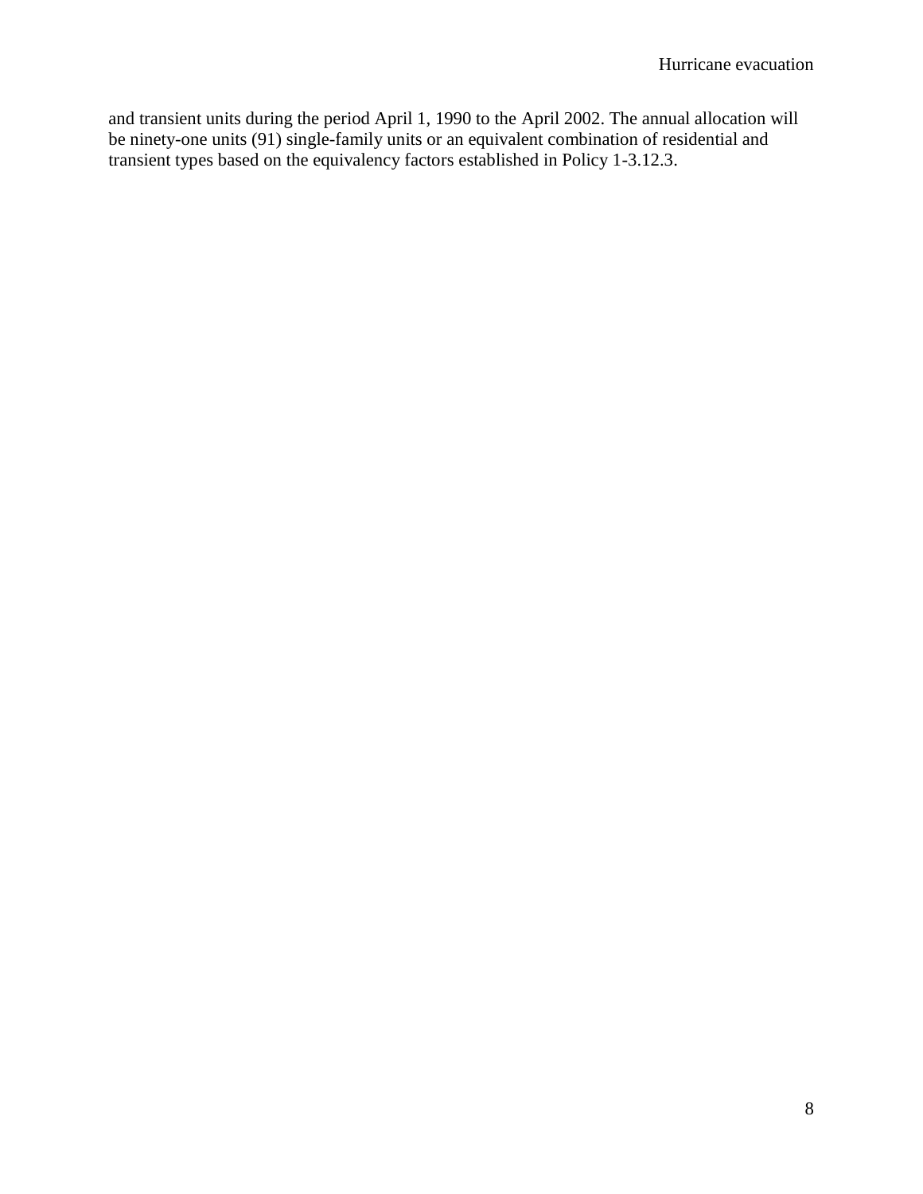and transient units during the period April 1, 1990 to the April 2002. The annual allocation will be ninety-one units (91) single-family units or an equivalent combination of residential and transient types based on the equivalency factors established in Policy 1-3.12.3.